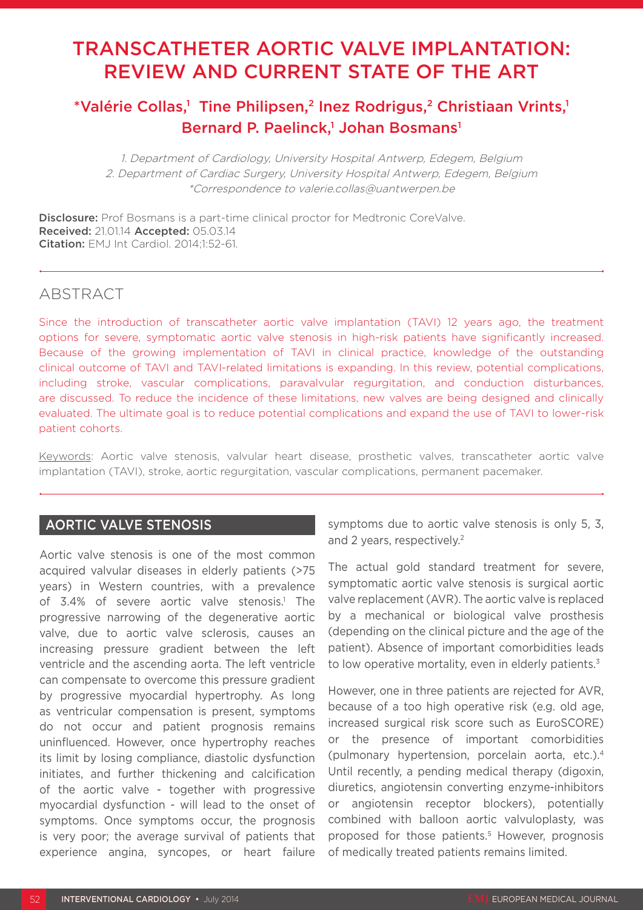# TRANSCATHETER AORTIC VALVE IMPLANTATION: REVIEW AND CURRENT STATE OF THE ART

## *Valérie Collas,[1] Tine Philipsen,[2] Inez Rodrigus,[2] Christiaan Vrints,[1] Bernard P. Paelinck,[1] Johan Bosmans[1]

*1. Department of Cardiology, University Hospital Antwerp, Edegem, Belgium*
*2. Department of Cardiac Surgery, University Hospital Antwerp, Edegem, Belgium*
*\*Correspondence to valerie.collas@uantwerpen.be*

**Disclosure:** Prof Bosmans is a part-time clinical proctor for Medtronic CoreValve.
**Received:** 21.01.14 **Accepted:** 05.03.14
**Citation:** EMJ Int Cardiol. 2014;1:52-61.

## ABSTRACT

Since the introduction of transcatheter aortic valve implantation (TAVI) 12 years ago, the treatment options for severe, symptomatic aortic valve stenosis in high-risk patients have significantly increased. Because of the growing implementation of TAVI in clinical practice, knowledge of the outstanding clinical outcome of TAVI and TAVI-related limitations is expanding. In this review, potential complications, including stroke, vascular complications, paravalvular regurgitation, and conduction disturbances, are discussed. To reduce the incidence of these limitations, new valves are being designed and clinically evaluated. The ultimate goal is to reduce potential complications and expand the use of TAVI to lower-risk patient cohorts.

Keywords: Aortic valve stenosis, valvular heart disease, prosthetic valves, transcatheter aortic valve implantation (TAVI), stroke, aortic regurgitation, vascular complications, permanent pacemaker.

## AORTIC VALVE STENOSIS

Aortic valve stenosis is one of the most common acquired valvular diseases in elderly patients (>75 years) in Western countries, with a prevalence of 3.4% of severe aortic valve stenosis.[1] The progressive narrowing of the degenerative aortic valve, due to aortic valve sclerosis, causes an increasing pressure gradient between the left ventricle and the ascending aorta. The left ventricle can compensate to overcome this pressure gradient by progressive myocardial hypertrophy. As long as ventricular compensation is present, symptoms do not occur and patient prognosis remains uninfluenced. However, once hypertrophy reaches its limit by losing compliance, diastolic dysfunction initiates, and further thickening and calcification of the aortic valve - together with progressive myocardial dysfunction - will lead to the onset of symptoms. Once symptoms occur, the prognosis is very poor; the average survival of patients that experience angina, syncopes, or heart failure symptoms due to aortic valve stenosis is only 5, 3, and 2 years, respectively.[2]

The actual gold standard treatment for severe, symptomatic aortic valve stenosis is surgical aortic valve replacement (AVR). The aortic valve is replaced by a mechanical or biological valve prosthesis (depending on the clinical picture and the age of the patient). Absence of important comorbidities leads to low operative mortality, even in elderly patients.[3]

However, one in three patients are rejected for AVR, because of a too high operative risk (e.g. old age, increased surgical risk score such as EuroSCORE) or the presence of important comorbidities (pulmonary hypertension, porcelain aorta, etc.).[4] Until recently, a pending medical therapy (digoxin, diuretics, angiotensin converting enzyme-inhibitors or angiotensin receptor blockers), potentially combined with balloon aortic valvuloplasty, was proposed for those patients.[5] However, prognosis of medically treated patients remains limited.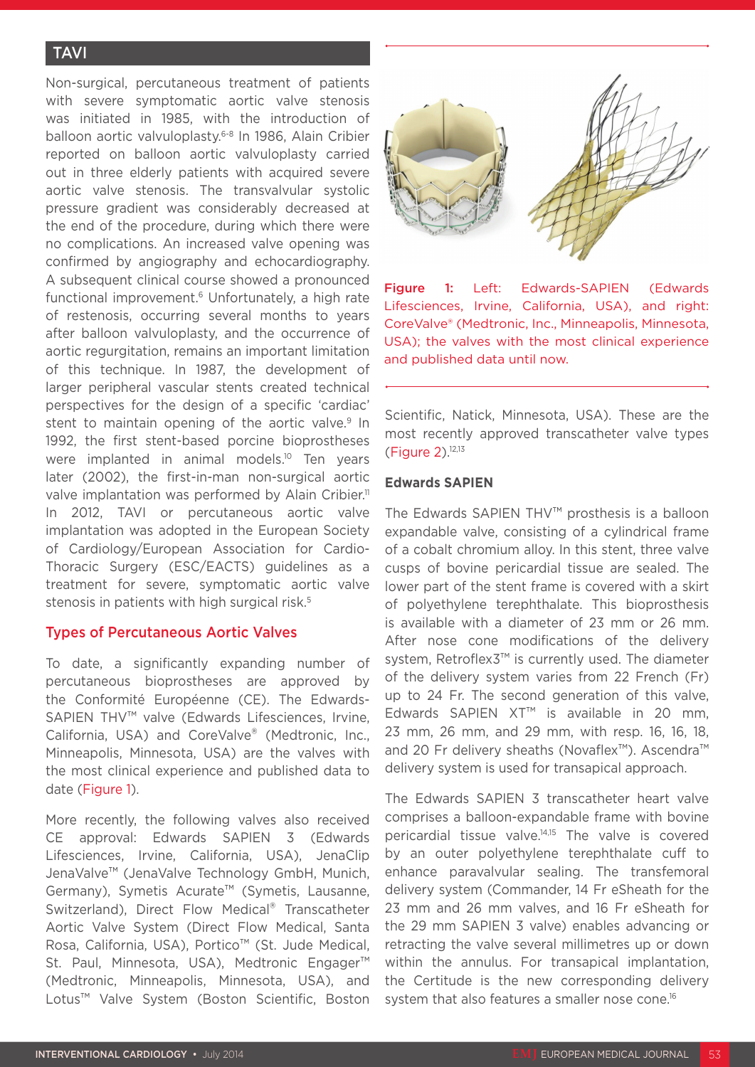## TAVI

Non-surgical, percutaneous treatment of patients with severe symptomatic aortic valve stenosis was initiated in 1985, with the introduction of balloon aortic valvuloplasty.[6-8] In 1986, Alain Cribier reported on balloon aortic valvuloplasty carried out in three elderly patients with acquired severe aortic valve stenosis. The transvalvular systolic pressure gradient was considerably decreased at the end of the procedure, during which there were no complications. An increased valve opening was confirmed by angiography and echocardiography. A subsequent clinical course showed a pronounced functional improvement.[6] Unfortunately, a high rate of restenosis, occurring several months to years after balloon valvuloplasty, and the occurrence of aortic regurgitation, remains an important limitation of this technique. In 1987, the development of larger peripheral vascular stents created technical perspectives for the design of a specific 'cardiac' stent to maintain opening of the aortic valve.[9] In 1992, the first stent-based porcine bioprostheses were implanted in animal models.[10] Ten years later (2002), the first-in-man non-surgical aortic valve implantation was performed by Alain Cribier.[11] In 2012, TAVI or percutaneous aortic valve implantation was adopted in the European Society of Cardiology/European Association for Cardio-Thoracic Surgery (ESC/EACTS) guidelines as a treatment for severe, symptomatic aortic valve stenosis in patients with high surgical risk.[5]

### Types of Percutaneous Aortic Valves

To date, a significantly expanding number of percutaneous bioprostheses are approved by the Conformité Européenne (CE). The Edwards-SAPIEN THV™ valve (Edwards Lifesciences, Irvine, California, USA) and CoreValve® (Medtronic, Inc., Minneapolis, Minnesota, USA) are the valves with the most clinical experience and published data to date (Figure 1).

More recently, the following valves also received CE approval: Edwards SAPIEN 3 (Edwards Lifesciences, Irvine, California, USA), JenaClip JenaValve™ (JenaValve Technology GmbH, Munich, Germany), Symetis Acurate™ (Symetis, Lausanne, Switzerland), Direct Flow Medical® Transcatheter Aortic Valve System (Direct Flow Medical, Santa Rosa, California, USA), Portico™ (St. Jude Medical, St. Paul, Minnesota, USA), Medtronic Engager™ (Medtronic, Minneapolis, Minnesota, USA), and Lotus™ Valve System (Boston Scientific, Boston Scientific, Natick, Minnesota, USA). These are the most recently approved transcatheter valve types (Figure 2).[12,13]

Figure 1: Left: Edwards-SAPIEN (Edwards Lifesciences, Irvine, California, USA), and right: CoreValve® (Medtronic, Inc., Minneapolis, Minnesota, USA); the valves with the most clinical experience and published data until now.

#### Edwards SAPIEN

The Edwards SAPIEN THV™ prosthesis is a balloon expandable valve, consisting of a cylindrical frame of a cobalt chromium alloy. In this stent, three valve cusps of bovine pericardial tissue are sealed. The lower part of the stent frame is covered with a skirt of polyethylene terephthalate. This bioprosthesis is available with a diameter of 23 mm or 26 mm. After nose cone modifications of the delivery system, Retroflex3™ is currently used. The diameter of the delivery system varies from 22 French (Fr) up to 24 Fr. The second generation of this valve, Edwards SAPIEN XT™ is available in 20 mm, 23 mm, 26 mm, and 29 mm, with resp. 16, 16, 18, and 20 Fr delivery sheaths (Novaflex™). Ascendra™ delivery system is used for transapical approach.

The Edwards SAPIEN 3 transcatheter heart valve comprises a balloon-expandable frame with bovine pericardial tissue valve.[14,15] The valve is covered by an outer polyethylene terephthalate cuff to enhance paravalvular sealing. The transfemoral delivery system (Commander, 14 Fr eSheath for the 23 mm and 26 mm valves, and 16 Fr eSheath for the 29 mm SAPIEN 3 valve) enables advancing or retracting the valve several millimetres up or down within the annulus. For transapical implantation, the Certitude is the new corresponding delivery system that also features a smaller nose cone.[16]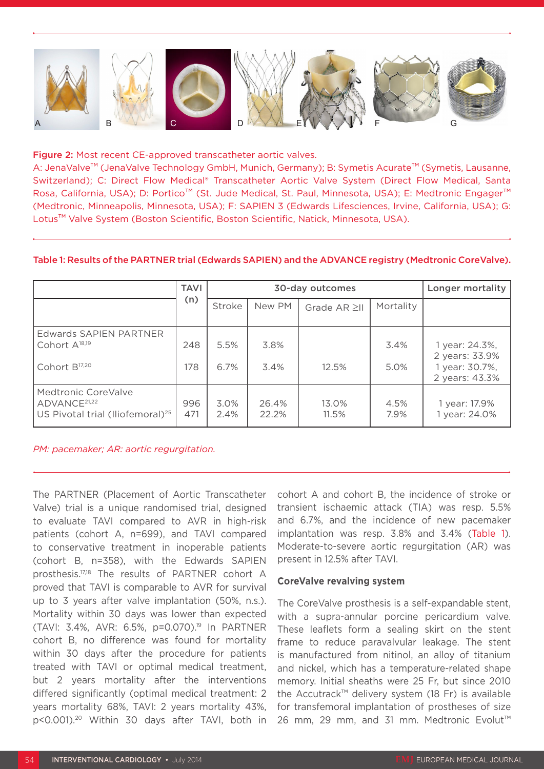**Figure 2:** Most recent CE-approved transcatheter aortic valves.
A: JenaValve™ (JenaValve Technology GmbH, Munich, Germany); B: Symetis Acurate™ (Symetis, Lausanne, Switzerland); C: Direct Flow Medical® Transcatheter Aortic Valve System (Direct Flow Medical, Santa Rosa, California, USA); D: Portico™ (St. Jude Medical, St. Paul, Minnesota, USA); E: Medtronic Engager™ (Medtronic, Minneapolis, Minnesota, USA); F: SAPIEN 3 (Edwards Lifesciences, Irvine, California, USA); G: Lotus™ Valve System (Boston Scientific, Boston Scientific, Natick, Minnesota, USA).

**Table 1: Results of the PARTNER trial (Edwards SAPIEN) and the ADVANCE registry (Medtronic CoreValve).**

| | TAVI (n) | 30-day outcomes | | | | Longer mortality |
|---|---|---|---|---|---|---|
| | | Stroke | New PM | Grade AR ≥II | Mortality | |
| Edwards SAPIEN PARTNER Cohort A[18,19] | 248 | 5.5% | 3.8% | | 3.4% | 1 year: 24.3%, 2 years: 33.9% |
| Cohort B[17,20] | 178 | 6.7% | 3.4% | 12.5% | 5.0% | 1 year: 30.7%, 2 years: 43.3% |
| Medtronic CoreValve ADVANCE[21,22] | 996 | 3.0% | 26.4% | 13.0% | 4.5% | 1 year: 17.9% |
| US Pivotal trial (Iliofemoral)[25] | 471 | 2.4% | 22.2% | 11.5% | 7.9% | 1 year: 24.0% |

*PM: pacemaker; AR: aortic regurgitation.*

The PARTNER (Placement of Aortic Transcatheter Valve) trial is a unique randomised trial, designed to evaluate TAVI compared to AVR in high-risk patients (cohort A, n=699), and TAVI compared to conservative treatment in inoperable patients (cohort B, n=358), with the Edwards SAPIEN prosthesis.[17,18] The results of PARTNER cohort A proved that TAVI is comparable to AVR for survival up to 3 years after valve implantation (50%, n.s.). Mortality within 30 days was lower than expected (TAVI: 3.4%, AVR: 6.5%, p=0.070).[19] In PARTNER cohort B, no difference was found for mortality within 30 days after the procedure for patients treated with TAVI or optimal medical treatment, but 2 years mortality after the interventions differed significantly (optimal medical treatment: 2 years mortality 68%, TAVI: 2 years mortality 43%, p<0.001).[20] Within 30 days after TAVI, both in cohort A and cohort B, the incidence of stroke or transient ischaemic attack (TIA) was resp. 5.5% and 6.7%, and the incidence of new pacemaker implantation was resp. 3.8% and 3.4% (Table 1). Moderate-to-severe aortic regurgitation (AR) was present in 12.5% after TAVI.

### CoreValve revalving system

The CoreValve prosthesis is a self-expandable stent, with a supra-annular porcine pericardium valve. These leaflets form a sealing skirt on the stent frame to reduce paravalvular leakage. The stent is manufactured from nitinol, an alloy of titanium and nickel, which has a temperature-related shape memory. Initial sheaths were 25 Fr, but since 2010 the Accutrack™ delivery system (18 Fr) is available for transfemoral implantation of prostheses of size 26 mm, 29 mm, and 31 mm. Medtronic Evolut™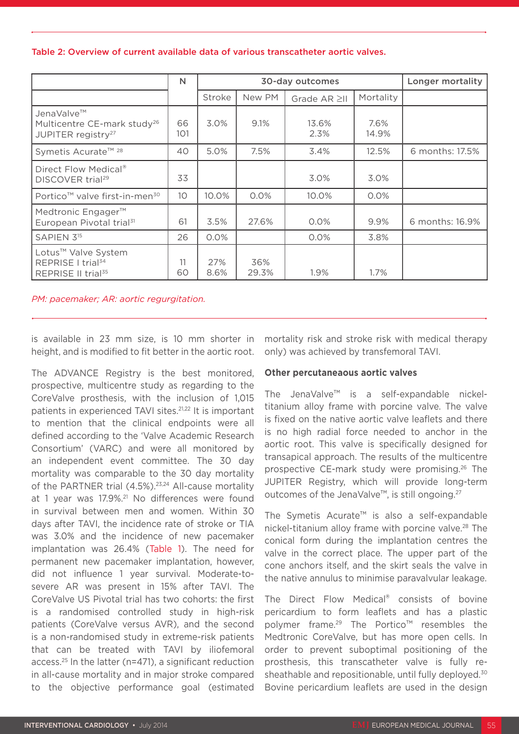Table 2: Overview of current available data of various transcatheter aortic valves.

| | N | 30-day outcomes | | | | Longer mortality |
|---|---|---|---|---|---|---|
| | | Stroke | New PM | Grade AR ≥II | Mortality | |
| JenaValve™ Multicentre CE-mark study[26] JUPITER registry[27] | 66 101 | 3.0% | 9.1% | 13.6% 2.3% | 7.6% 14.9% | |
| Symetis Acurate™ [28] | 40 | 5.0% | 7.5% | 3.4% | 12.5% | 6 months: 17.5% |
| Direct Flow Medical® DISCOVER trial[29] | 33 | | | 3.0% | 3.0% | |
| Portico™ valve first-in-men[30] | 10 | 10.0% | 0.0% | 10.0% | 0.0% | |
| Medtronic Engager™ European Pivotal trial[31] | 61 | 3.5% | 27.6% | 0.0% | 9.9% | 6 months: 16.9% |
| SAPIEN 3[15] | 26 | 0.0% | | 0.0% | 3.8% | |
| Lotus™ Valve System REPRISE I trial[34] REPRISE II trial[35] | 11 60 | 27% 8.6% | 36% 29.3% | 1.9% | 1.7% | |

*PM: pacemaker; AR: aortic regurgitation.*

is available in 23 mm size, is 10 mm shorter in height, and is modified to fit better in the aortic root.

The ADVANCE Registry is the best monitored, prospective, multicentre study as regarding to the CoreValve prosthesis, with the inclusion of 1,015 patients in experienced TAVI sites.[21,22] It is important to mention that the clinical endpoints were all defined according to the 'Valve Academic Research Consortium' (VARC) and were all monitored by an independent event committee. The 30 day mortality was comparable to the 30 day mortality of the PARTNER trial (4.5%).[23,24] All-cause mortality at 1 year was 17.9%.[21] No differences were found in survival between men and women. Within 30 days after TAVI, the incidence rate of stroke or TIA was 3.0% and the incidence of new pacemaker implantation was 26.4% (Table 1). The need for permanent new pacemaker implantation, however, did not influence 1 year survival. Moderate-to-severe AR was present in 15% after TAVI. The CoreValve US Pivotal trial has two cohorts: the first is a randomised controlled study in high-risk patients (CoreValve versus AVR), and the second is a non-randomised study in extreme-risk patients that can be treated with TAVI by iliofemoral access.[25] In the latter (n=471), a significant reduction in all-cause mortality and in major stroke compared to the objective performance goal (estimated mortality risk and stroke risk with medical therapy only) was achieved by transfemoral TAVI.

### Other percutaneous aortic valves

The JenaValve™ is a self-expandable nickel-titanium alloy frame with porcine valve. The valve is fixed on the native aortic valve leaflets and there is no high radial force needed to anchor in the aortic root. This valve is specifically designed for transapical approach. The results of the multicentre prospective CE-mark study were promising.[26] The JUPITER Registry, which will provide long-term outcomes of the JenaValve™, is still ongoing.[27]

The Symetis Acurate™ is also a self-expandable nickel-titanium alloy frame with porcine valve.[28] The conical form during the implantation centres the valve in the correct place. The upper part of the cone anchors itself, and the skirt seals the valve in the native annulus to minimise paravalvular leakage.

The Direct Flow Medical® consists of bovine pericardium to form leaflets and has a plastic polymer frame.[29] The Portico™ resembles the Medtronic CoreValve, but has more open cells. In order to prevent suboptimal positioning of the prosthesis, this transcatheter valve is fully re-sheathable and repositionable, until fully deployed.[30] Bovine pericardium leaflets are used in the design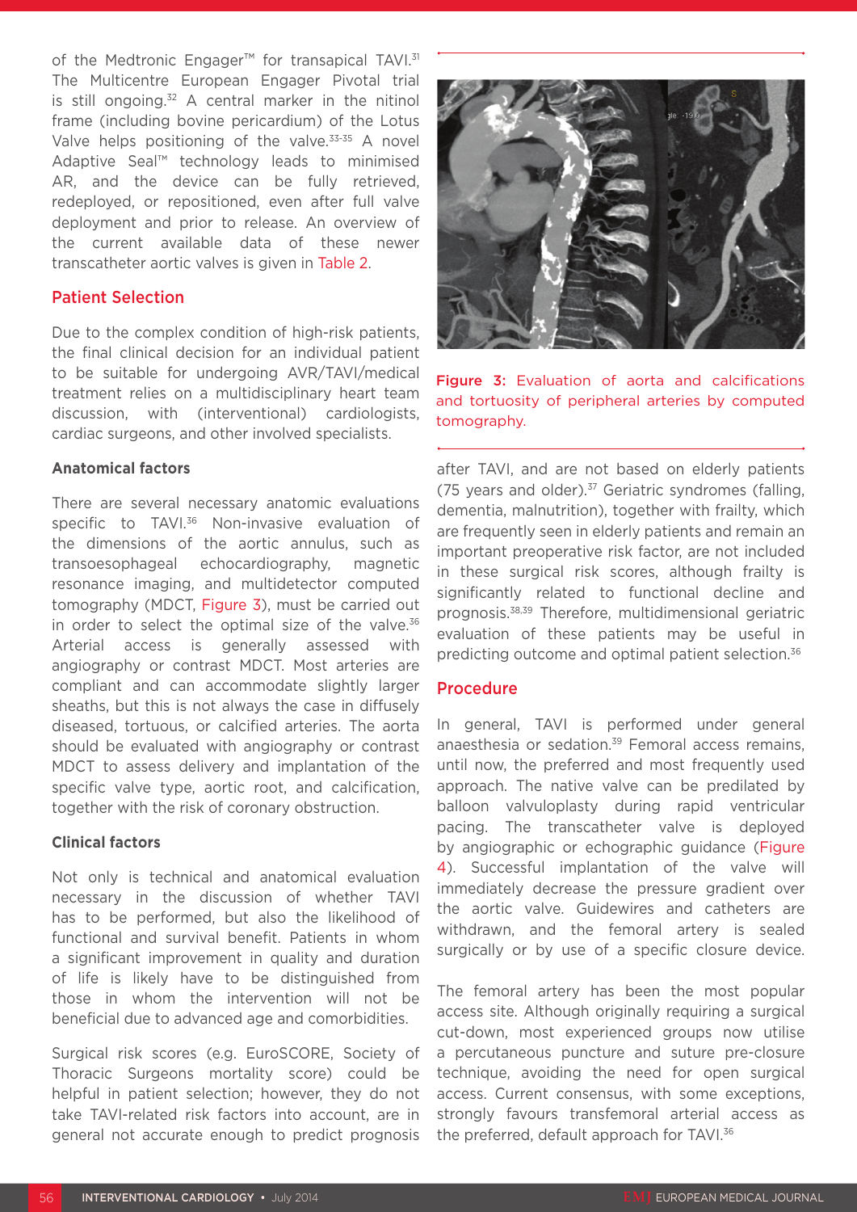of the Medtronic Engager™ for transapical TAVI.[31] The Multicentre European Engager Pivotal trial is still ongoing.[32] A central marker in the nitinol frame (including bovine pericardium) of the Lotus Valve helps positioning of the valve.[33-35] A novel Adaptive Seal™ technology leads to minimised AR, and the device can be fully retrieved, redeployed, or repositioned, even after full valve deployment and prior to release. An overview of the current available data of these newer transcatheter aortic valves is given in Table 2.

## Patient Selection

Due to the complex condition of high-risk patients, the final clinical decision for an individual patient to be suitable for undergoing AVR/TAVI/medical treatment relies on a multidisciplinary heart team discussion, with (interventional) cardiologists, cardiac surgeons, and other involved specialists.

### Anatomical factors

There are several necessary anatomic evaluations specific to TAVI.[36] Non-invasive evaluation of the dimensions of the aortic annulus, such as transoesophageal echocardiography, magnetic resonance imaging, and multidetector computed tomography (MDCT, Figure 3), must be carried out in order to select the optimal size of the valve.[36] Arterial access is generally assessed with angiography or contrast MDCT. Most arteries are compliant and can accommodate slightly larger sheaths, but this is not always the case in diffusely diseased, tortuous, or calcified arteries. The aorta should be evaluated with angiography or contrast MDCT to assess delivery and implantation of the specific valve type, aortic root, and calcification, together with the risk of coronary obstruction.

Figure 3: Evaluation of aorta and calcifications and tortuosity of peripheral arteries by computed tomography.

### Clinical factors

Not only is technical and anatomical evaluation necessary in the discussion of whether TAVI has to be performed, but also the likelihood of functional and survival benefit. Patients in whom a significant improvement in quality and duration of life is likely have to be distinguished from those in whom the intervention will not be beneficial due to advanced age and comorbidities.

Surgical risk scores (e.g. EuroSCORE, Society of Thoracic Surgeons mortality score) could be helpful in patient selection; however, they do not take TAVI-related risk factors into account, are in general not accurate enough to predict prognosis after TAVI, and are not based on elderly patients (75 years and older).[37] Geriatric syndromes (falling, dementia, malnutrition), together with frailty, which are frequently seen in elderly patients and remain an important preoperative risk factor, are not included in these surgical risk scores, although frailty is significantly related to functional decline and prognosis.[38,39] Therefore, multidimensional geriatric evaluation of these patients may be useful in predicting outcome and optimal patient selection.[36]

## Procedure

In general, TAVI is performed under general anaesthesia or sedation.[39] Femoral access remains, until now, the preferred and most frequently used approach. The native valve can be predilated by balloon valvuloplasty during rapid ventricular pacing. The transcatheter valve is deployed by angiographic or echographic guidance (Figure 4). Successful implantation of the valve will immediately decrease the pressure gradient over the aortic valve. Guidewires and catheters are withdrawn, and the femoral artery is sealed surgically or by use of a specific closure device.

The femoral artery has been the most popular access site. Although originally requiring a surgical cut-down, most experienced groups now utilise a percutaneous puncture and suture pre-closure technique, avoiding the need for open surgical access. Current consensus, with some exceptions, strongly favours transfemoral arterial access as the preferred, default approach for TAVI.[36]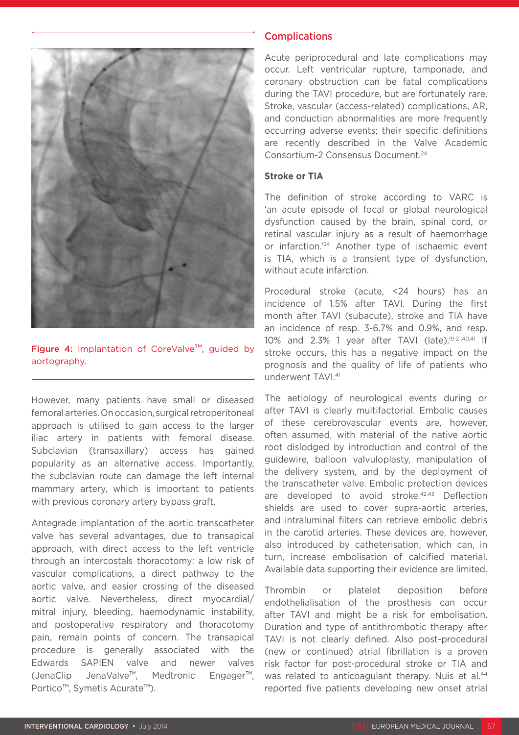Figure 4: Implantation of CoreValve™, guided by aortography.

However, many patients have small or diseased femoral arteries. On occasion, surgical retroperitoneal approach is utilised to gain access to the larger iliac artery in patients with femoral disease. Subclavian (transaxillary) access has gained popularity as an alternative access. Importantly, the subclavian route can damage the left internal mammary artery, which is important to patients with previous coronary artery bypass graft.

Antegrade implantation of the aortic transcatheter valve has several advantages, due to transapical approach, with direct access to the left ventricle through an intercostals thoracotomy: a low risk of vascular complications, a direct pathway to the aortic valve, and easier crossing of the diseased aortic valve. Nevertheless, direct myocardial/mitral injury, bleeding, haemodynamic instability, and postoperative respiratory and thoracotomy pain, remain points of concern. The transapical procedure is generally associated with the Edwards SAPIEN valve and newer valves (JenaClip JenaValve™, Medtronic Engager™, Portico™, Symetis Acurate™).

## Complications

Acute periprocedural and late complications may occur. Left ventricular rupture, tamponade, and coronary obstruction can be fatal complications during the TAVI procedure, but are fortunately rare. Stroke, vascular (access-related) complications, AR, and conduction abnormalities are more frequently occurring adverse events; their specific definitions are recently described in the Valve Academic Consortium-2 Consensus Document.[24]

### Stroke or TIA

The definition of stroke according to VARC is 'an acute episode of focal or global neurological dysfunction caused by the brain, spinal cord, or retinal vascular injury as a result of haemorrhage or infarction.'[24] Another type of ischaemic event is TIA, which is a transient type of dysfunction, without acute infarction.

Procedural stroke (acute, <24 hours) has an incidence of 1.5% after TAVI. During the first month after TAVI (subacute), stroke and TIA have an incidence of resp. 3-6.7% and 0.9%, and resp. 10% and 2.3% 1 year after TAVI (late).[19-21,40,41] If stroke occurs, this has a negative impact on the prognosis and the quality of life of patients who underwent TAVI.[41]

The aetiology of neurological events during or after TAVI is clearly multifactorial. Embolic causes of these cerebrovascular events are, however, often assumed, with material of the native aortic root dislodged by introduction and control of the guidewire, balloon valvuloplasty, manipulation of the delivery system, and by the deployment of the transcatheter valve. Embolic protection devices are developed to avoid stroke.[42,43] Deflection shields are used to cover supra-aortic arteries, and intraluminal filters can retrieve embolic debris in the carotid arteries. These devices are, however, also introduced by catheterisation, which can, in turn, increase embolisation of calcified material. Available data supporting their evidence are limited.

Thrombin or platelet deposition before endothelialisation of the prosthesis can occur after TAVI and might be a risk for embolisation. Duration and type of antithrombotic therapy after TAVI is not clearly defined. Also post-procedural (new or continued) atrial fibrillation is a proven risk factor for post-procedural stroke or TIA and was related to anticoagulant therapy. Nuis et al.[44] reported five patients developing new onset atrial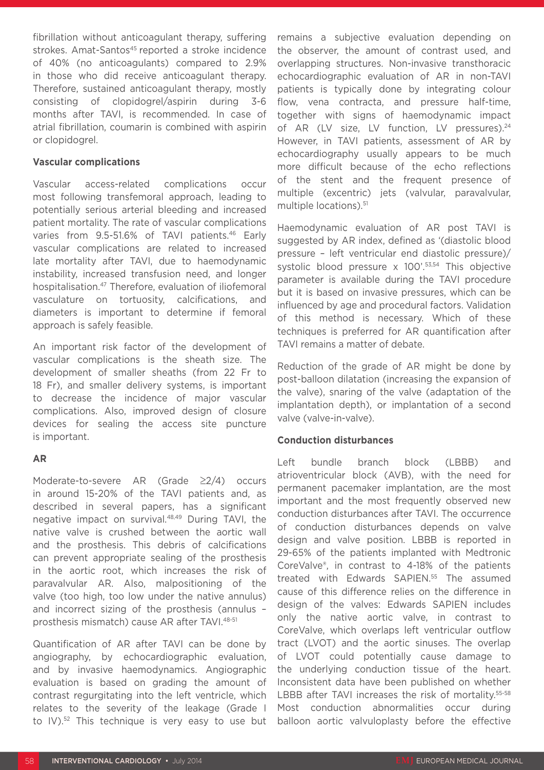fibrillation without anticoagulant therapy, suffering strokes. Amat-Santos[45] reported a stroke incidence of 40% (no anticoagulants) compared to 2.9% in those who did receive anticoagulant therapy. Therefore, sustained anticoagulant therapy, mostly consisting of clopidogrel/aspirin during 3-6 months after TAVI, is recommended. In case of atrial fibrillation, coumarin is combined with aspirin or clopidogrel.

**Vascular complications**

Vascular access-related complications occur most following transfemoral approach, leading to potentially serious arterial bleeding and increased patient mortality. The rate of vascular complications varies from 9.5-51.6% of TAVI patients.[46] Early vascular complications are related to increased late mortality after TAVI, due to haemodynamic instability, increased transfusion need, and longer hospitalisation.[47] Therefore, evaluation of iliofemoral vasculature on tortuosity, calcifications, and diameters is important to determine if femoral approach is safely feasible.

An important risk factor of the development of vascular complications is the sheath size. The development of smaller sheaths (from 22 Fr to 18 Fr), and smaller delivery systems, is important to decrease the incidence of major vascular complications. Also, improved design of closure devices for sealing the access site puncture is important.

**AR**

Moderate-to-severe AR (Grade ≥2/4) occurs in around 15-20% of the TAVI patients and, as described in several papers, has a significant negative impact on survival.[48,49] During TAVI, the native valve is crushed between the aortic wall and the prosthesis. This debris of calcifications can prevent appropriate sealing of the prosthesis in the aortic root, which increases the risk of paravalvular AR. Also, malpositioning of the valve (too high, too low under the native annulus) and incorrect sizing of the prosthesis (annulus – prosthesis mismatch) cause AR after TAVI.[48-51]

Quantification of AR after TAVI can be done by angiography, by echocardiographic evaluation, and by invasive haemodynamics. Angiographic evaluation is based on grading the amount of contrast regurgitating into the left ventricle, which relates to the severity of the leakage (Grade I to IV).[52] This technique is very easy to use but remains a subjective evaluation depending on the observer, the amount of contrast used, and overlapping structures. Non-invasive transthoracic echocardiographic evaluation of AR in non-TAVI patients is typically done by integrating colour flow, vena contracta, and pressure half-time, together with signs of haemodynamic impact of AR (LV size, LV function, LV pressures).[24] However, in TAVI patients, assessment of AR by echocardiography usually appears to be much more difficult because of the echo reflections of the stent and the frequent presence of multiple (excentric) jets (valvular, paravalvular, multiple locations).[51]

Haemodynamic evaluation of AR post TAVI is suggested by AR index, defined as '(diastolic blood pressure – left ventricular end diastolic pressure)/ systolic blood pressure x 100'.[53,54] This objective parameter is available during the TAVI procedure but it is based on invasive pressures, which can be influenced by age and procedural factors. Validation of this method is necessary. Which of these techniques is preferred for AR quantification after TAVI remains a matter of debate.

Reduction of the grade of AR might be done by post-balloon dilatation (increasing the expansion of the valve), snaring of the valve (adaptation of the implantation depth), or implantation of a second valve (valve-in-valve).

**Conduction disturbances**

Left bundle branch block (LBBB) and atrioventricular block (AVB), with the need for permanent pacemaker implantation, are the most important and the most frequently observed new conduction disturbances after TAVI. The occurrence of conduction disturbances depends on valve design and valve position. LBBB is reported in 29-65% of the patients implanted with Medtronic CoreValve®, in contrast to 4-18% of the patients treated with Edwards SAPIEN.[55] The assumed cause of this difference relies on the difference in design of the valves: Edwards SAPIEN includes only the native aortic valve, in contrast to CoreValve, which overlaps left ventricular outflow tract (LVOT) and the aortic sinuses. The overlap of LVOT could potentially cause damage to the underlying conduction tissue of the heart. Inconsistent data have been published on whether LBBB after TAVI increases the risk of mortality.[55-58] Most conduction abnormalities occur during balloon aortic valvuloplasty before the effective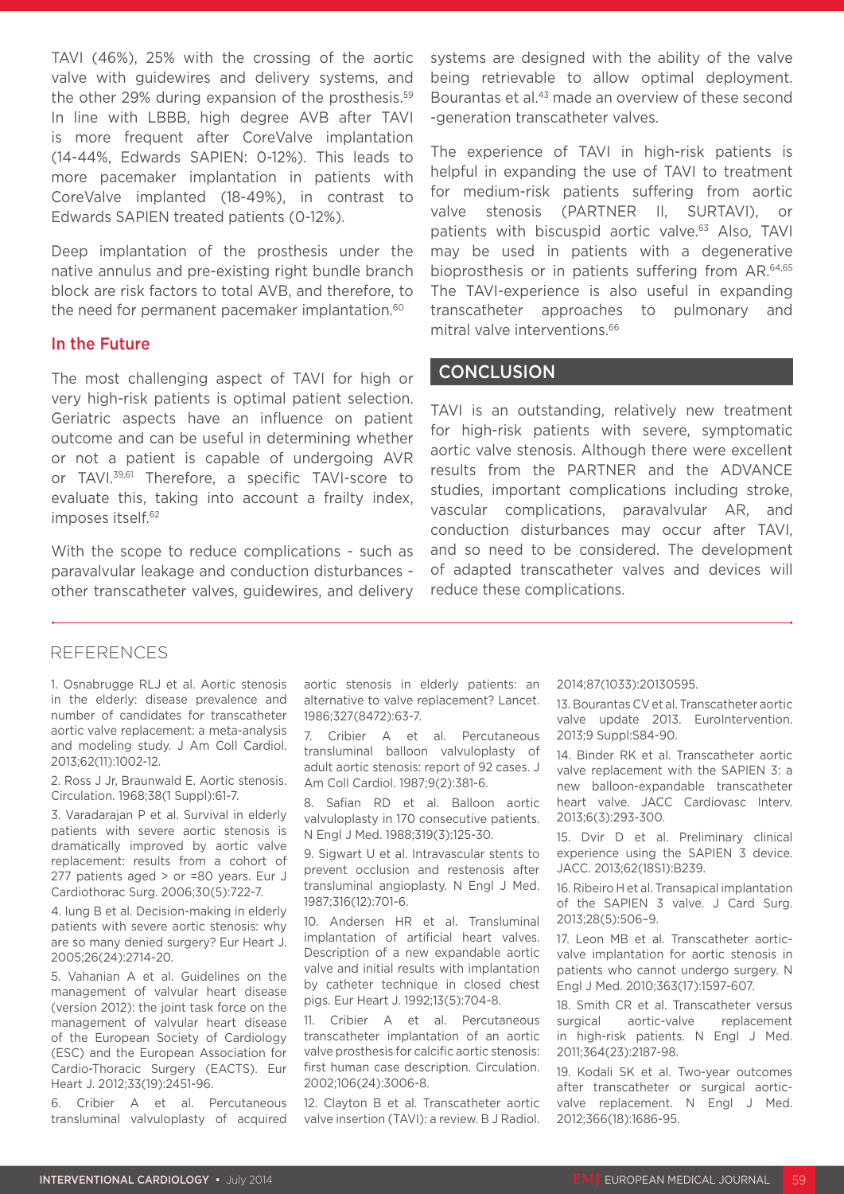TAVI (46%), 25% with the crossing of the aortic valve with guidewires and delivery systems, and the other 29% during expansion of the prosthesis.[59] In line with LBBB, high degree AVB after TAVI is more frequent after CoreValve implantation (14-44%, Edwards SAPIEN: 0-12%). This leads to more pacemaker implantation in patients with CoreValve implanted (18-49%), in contrast to Edwards SAPIEN treated patients (0-12%).

Deep implantation of the prosthesis under the native annulus and pre-existing right bundle branch block are risk factors to total AVB, and therefore, to the need for permanent pacemaker implantation.[60]

### In the Future

The most challenging aspect of TAVI for high or very high-risk patients is optimal patient selection. Geriatric aspects have an influence on patient outcome and can be useful in determining whether or not a patient is capable of undergoing AVR or TAVI.[39,61] Therefore, a specific TAVI-score to evaluate this, taking into account a frailty index, imposes itself.[62]

With the scope to reduce complications - such as paravalvular leakage and conduction disturbances - other transcatheter valves, guidewires, and delivery systems are designed with the ability of the valve being retrievable to allow optimal deployment. Bourantas et al.[43] made an overview of these second -generation transcatheter valves.

The experience of TAVI in high-risk patients is helpful in expanding the use of TAVI to treatment for medium-risk patients suffering from aortic valve stenosis (PARTNER II, SURTAVI), or patients with biscupid aortic valve.[63] Also, TAVI may be used in patients with a degenerative bioprosthesis or in patients suffering from AR.[64,65] The TAVI-experience is also useful in expanding transcatheter approaches to pulmonary and mitral valve interventions.[66]

## CONCLUSION

TAVI is an outstanding, relatively new treatment for high-risk patients with severe, symptomatic aortic valve stenosis. Although there were excellent results from the PARTNER and the ADVANCE studies, important complications including stroke, vascular complications, paravalvular AR, and conduction disturbances may occur after TAVI, and so need to be considered. The development of adapted transcatheter valves and devices will reduce these complications.

## REFERENCES

1. Osnabrugge RLJ et al. Aortic stenosis in the elderly: disease prevalence and number of candidates for transcatheter aortic valve replacement: a meta-analysis and modeling study. J Am Coll Cardiol. 2013;62(11):1002-12.

2. Ross J Jr, Braunwald E. Aortic stenosis. Circulation. 1968;38(1 Suppl):61-7.

3. Varadarajan P et al. Survival in elderly patients with severe aortic stenosis is dramatically improved by aortic valve replacement: results from a cohort of 277 patients aged > or =80 years. Eur J Cardiothorac Surg. 2006;30(5):722-7.

4. Iung B et al. Decision-making in elderly patients with severe aortic stenosis: why are so many denied surgery? Eur Heart J. 2005;26(24):2714-20.

5. Vahanian A et al. Guidelines on the management of valvular heart disease (version 2012): the joint task force on the management of valvular heart disease of the European Society of Cardiology (ESC) and the European Association for Cardio-Thoracic Surgery (EACTS). Eur Heart J. 2012;33(19):2451-96.

6. Cribier A et al. Percutaneous transluminal valvuloplasty of acquired aortic stenosis in elderly patients: an alternative to valve replacement? Lancet. 1986;327(8472):63-7.

7. Cribier A et al. Percutaneous transluminal balloon valvuloplasty of adult aortic stenosis: report of 92 cases. J Am Coll Cardiol. 1987;9(2):381-6.

8. Safian RD et al. Balloon aortic valvuloplasty in 170 consecutive patients. N Engl J Med. 1988;319(3):125-30.

9. Sigwart U et al. Intravascular stents to prevent occlusion and restenosis after transluminal angioplasty. N Engl J Med. 1987;316(12):701-6.

10. Andersen HR et al. Transluminal implantation of artificial heart valves. Description of a new expandable aortic valve and initial results with implantation by catheter technique in closed chest pigs. Eur Heart J. 1992;13(5):704-8.

11. Cribier A et al. Percutaneous transcatheter implantation of an aortic valve prosthesis for calcific aortic stenosis: first human case description. Circulation. 2002;106(24):3006-8.

12. Clayton B et al. Transcatheter aortic valve insertion (TAVI): a review. B J Radiol. 2014;87(1033):20130595.

13. Bourantas CV et al. Transcatheter aortic valve update 2013. EuroIntervention. 2013;9 Suppl:S84-90.

14. Binder RK et al. Transcatheter aortic valve replacement with the SAPIEN 3: a new balloon-expandable transcatheter heart valve. JACC Cardiovasc Interv. 2013;6(3):293-300.

15. Dvir D et al. Preliminary clinical experience using the SAPIEN 3 device. JACC. 2013;62(18S1):B239.

16. Ribeiro H et al. Transapical implantation of the SAPIEN 3 valve. J Card Surg. 2013;28(5):506–9.

17. Leon MB et al. Transcatheter aortic-valve implantation for aortic stenosis in patients who cannot undergo surgery. N Engl J Med. 2010;363(17):1597-607.

18. Smith CR et al. Transcatheter versus surgical aortic-valve replacement in high-risk patients. N Engl J Med. 2011;364(23):2187-98.

19. Kodali SK et al. Two-year outcomes after transcatheter or surgical aortic-valve replacement. N Engl J Med. 2012;366(18):1686-95.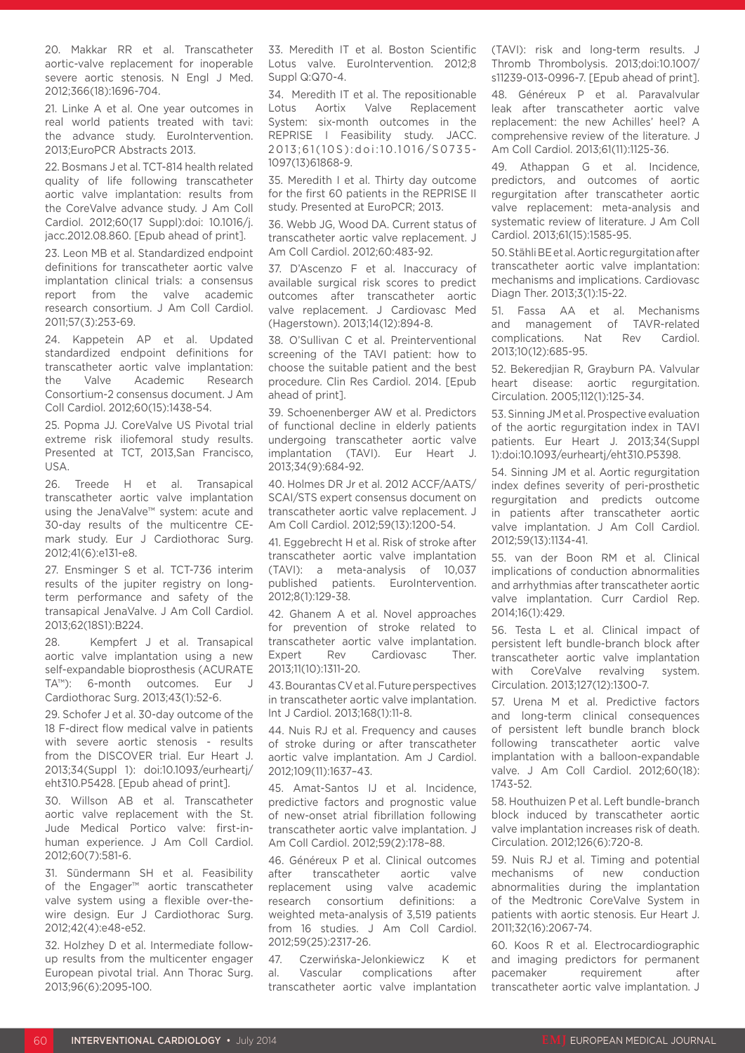20. Makkar RR et al. Transcatheter aortic-valve replacement for inoperable severe aortic stenosis. N Engl J Med. 2012;366(18):1696-704.

21. Linke A et al. One year outcomes in real world patients treated with tavi: the advance study. EuroIntervention. 2013;EuroPCR Abstracts 2013.

22. Bosmans J et al. TCT-814 health related quality of life following transcatheter aortic valve implantation: results from the CoreValve advance study. J Am Coll Cardiol. 2012;60(17 Suppl):doi: 10.1016/j.jacc.2012.08.860. [Epub ahead of print].

23. Leon MB et al. Standardized endpoint definitions for transcatheter aortic valve implantation clinical trials: a consensus report from the valve academic research consortium. J Am Coll Cardiol. 2011;57(3):253-69.

24. Kappetein AP et al. Updated standardized endpoint definitions for transcatheter aortic valve implantation: the Valve Academic Research Consortium-2 consensus document. J Am Coll Cardiol. 2012;60(15):1438-54.

25. Popma JJ. CoreValve US Pivotal trial extreme risk iliofemoral study results. Presented at TCT, 2013,San Francisco, USA.

26. Treede H et al. Transapical transcatheter aortic valve implantation using the JenaValve™ system: acute and 30-day results of the multicentre CE-mark study. Eur J Cardiothorac Surg. 2012;41(6):e131-e8.

27. Ensminger S et al. TCT-736 interim results of the jupiter registry on long-term performance and safety of the transapical JenaValve. J Am Coll Cardiol. 2013;62(18S1):B224.

28. Kempfert J et al. Transapical aortic valve implantation using a new self-expandable bioprosthesis (ACURATE TA™): 6-month outcomes. Eur J Cardiothorac Surg. 2013;43(1):52-6.

29. Schofer J et al. 30-day outcome of the 18 F-direct flow medical valve in patients with severe aortic stenosis - results from the DISCOVER trial. Eur Heart J. 2013;34(Suppl 1): doi:10.1093/eurheartj/eht310.P5428. [Epub ahead of print].

30. Willson AB et al. Transcatheter aortic valve replacement with the St. Jude Medical Portico valve: first-in-human experience. J Am Coll Cardiol. 2012;60(7):581-6.

31. Sündermann SH et al. Feasibility of the Engager™ aortic transcatheter valve system using a flexible over-the-wire design. Eur J Cardiothorac Surg. 2012;42(4):e48-e52.

32. Holzhey D et al. Intermediate follow-up results from the multicenter engager European pivotal trial. Ann Thorac Surg. 2013;96(6):2095-100.

33. Meredith IT et al. Boston Scientific Lotus valve. EuroIntervention. 2012;8 Suppl Q:Q70-4.

34. Meredith IT et al. The repositionable Lotus Aortix Valve Replacement System: six-month outcomes in the REPRISE I Feasibility study. JACC. 2013;61(10S):doi:10.1016/S0735-1097(13)61868-9.

35. Meredith I et al. Thirty day outcome for the first 60 patients in the REPRISE II study. Presented at EuroPCR; 2013.

36. Webb JG, Wood DA. Current status of transcatheter aortic valve replacement. J Am Coll Cardiol. 2012;60:483-92.

37. D'Ascenzo F et al. Inaccuracy of available surgical risk scores to predict outcomes after transcatheter aortic valve replacement. J Cardiovasc Med (Hagerstown). 2013;14(12):894-8.

38. O'Sullivan C et al. Preinterventional screening of the TAVI patient: how to choose the suitable patient and the best procedure. Clin Res Cardiol. 2014. [Epub ahead of print].

39. Schoenenberger AW et al. Predictors of functional decline in elderly patients undergoing transcatheter aortic valve implantation (TAVI). Eur Heart J. 2013;34(9):684-92.

40. Holmes DR Jr et al. 2012 ACCF/AATS/SCAI/STS expert consensus document on transcatheter aortic valve replacement. J Am Coll Cardiol. 2012;59(13):1200-54.

41. Eggebrecht H et al. Risk of stroke after transcatheter aortic valve implantation (TAVI): a meta-analysis of 10,037 published patients. EuroIntervention. 2012;8(1):129-38.

42. Ghanem A et al. Novel approaches for prevention of stroke related to transcatheter aortic valve implantation. Expert Rev Cardiovasc Ther. 2013;11(10):1311-20.

43. Bourantas CV et al. Future perspectives in transcatheter aortic valve implantation. Int J Cardiol. 2013;168(1):11-8.

44. Nuis RJ et al. Frequency and causes of stroke during or after transcatheter aortic valve implantation. Am J Cardiol. 2012;109(11):1637–43.

45. Amat-Santos IJ et al. Incidence, predictive factors and prognostic value of new-onset atrial fibrillation following transcatheter aortic valve implantation. J Am Coll Cardiol. 2012;59(2):178–88.

46. Généreux P et al. Clinical outcomes after transcatheter aortic valve replacement using valve academic research consortium definitions: a weighted meta-analysis of 3,519 patients from 16 studies. J Am Coll Cardiol. 2012;59(25):2317-26.

47. Czerwińska-Jelonkiewicz K et al. Vascular complications after transcatheter aortic valve implantation (TAVI): risk and long-term results. J Thromb Thrombolysis. 2013;doi:10.1007/s11239-013-0996-7. [Epub ahead of print].

48. Généreux P et al. Paravalvular leak after transcatheter aortic valve replacement: the new Achilles' heel? A comprehensive review of the literature. J Am Coll Cardiol. 2013;61(11):1125-36.

49. Athappan G et al. Incidence, predictors, and outcomes of aortic regurgitation after transcatheter aortic valve replacement: meta-analysis and systematic review of literature. J Am Coll Cardiol. 2013;61(15):1585-95.

50. Stähli BE et al. Aortic regurgitation after transcatheter aortic valve implantation: mechanisms and implications. Cardiovasc Diagn Ther. 2013;3(1):15-22.

51. Fassa AA et al. Mechanisms and management of TAVR-related complications. Nat Rev Cardiol. 2013;10(12):685-95.

52. Bekeredjian R, Grayburn PA. Valvular heart disease: aortic regurgitation. Circulation. 2005;112(1):125-34.

53. Sinning JM et al. Prospective evaluation of the aortic regurgitation index in TAVI patients. Eur Heart J. 2013;34(Suppl 1):doi:10.1093/eurheartj/eht310.P5398.

54. Sinning JM et al. Aortic regurgitation index defines severity of peri-prosthetic regurgitation and predicts outcome in patients after transcatheter aortic valve implantation. J Am Coll Cardiol. 2012;59(13):1134-41.

55. van der Boon RM et al. Clinical implications of conduction abnormalities and arrhythmias after transcatheter aortic valve implantation. Curr Cardiol Rep. 2014;16(1):429.

56. Testa L et al. Clinical impact of persistent left bundle-branch block after transcatheter aortic valve implantation with CoreValve revalving system. Circulation. 2013;127(12):1300-7.

57. Urena M et al. Predictive factors and long-term clinical consequences of persistent left bundle branch block following transcatheter aortic valve implantation with a balloon-expandable valve. J Am Coll Cardiol. 2012;60(18):1743-52.

58. Houthuizen P et al. Left bundle-branch block induced by transcatheter aortic valve implantation increases risk of death. Circulation. 2012;126(6):720-8.

59. Nuis RJ et al. Timing and potential mechanisms of new conduction abnormalities during the implantation of the Medtronic CoreValve System in patients with aortic stenosis. Eur Heart J. 2011;32(16):2067-74.

60. Koos R et al. Electrocardiographic and imaging predictors for permanent pacemaker requirement after transcatheter aortic valve implantation. J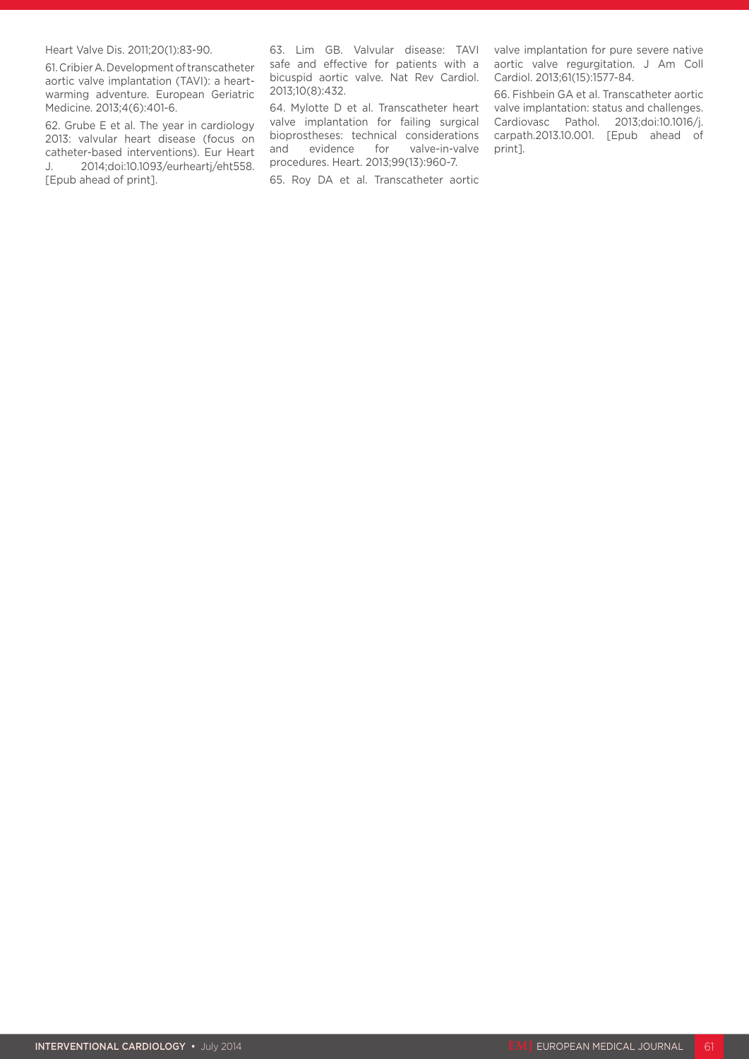Heart Valve Dis. 2011;20(1):83-90.

61. Cribier A. Development of transcatheter aortic valve implantation (TAVI): a heart-warming adventure. European Geriatric Medicine. 2013;4(6):401-6.

62. Grube E et al. The year in cardiology 2013: valvular heart disease (focus on catheter-based interventions). Eur Heart J. 2014;doi:10.1093/eurheartj/eht558. [Epub ahead of print].

63. Lim GB. Valvular disease: TAVI safe and effective for patients with a bicuspid aortic valve. Nat Rev Cardiol. 2013;10(8):432.

64. Mylotte D et al. Transcatheter heart valve implantation for failing surgical bioprostheses: technical considerations and evidence for valve-in-valve procedures. Heart. 2013;99(13):960-7.

65. Roy DA et al. Transcatheter aortic valve implantation for pure severe native aortic valve regurgitation. J Am Coll Cardiol. 2013;61(15):1577-84.

66. Fishbein GA et al. Transcatheter aortic valve implantation: status and challenges. Cardiovasc Pathol. 2013;doi:10.1016/j.carpath.2013.10.001. [Epub ahead of print].